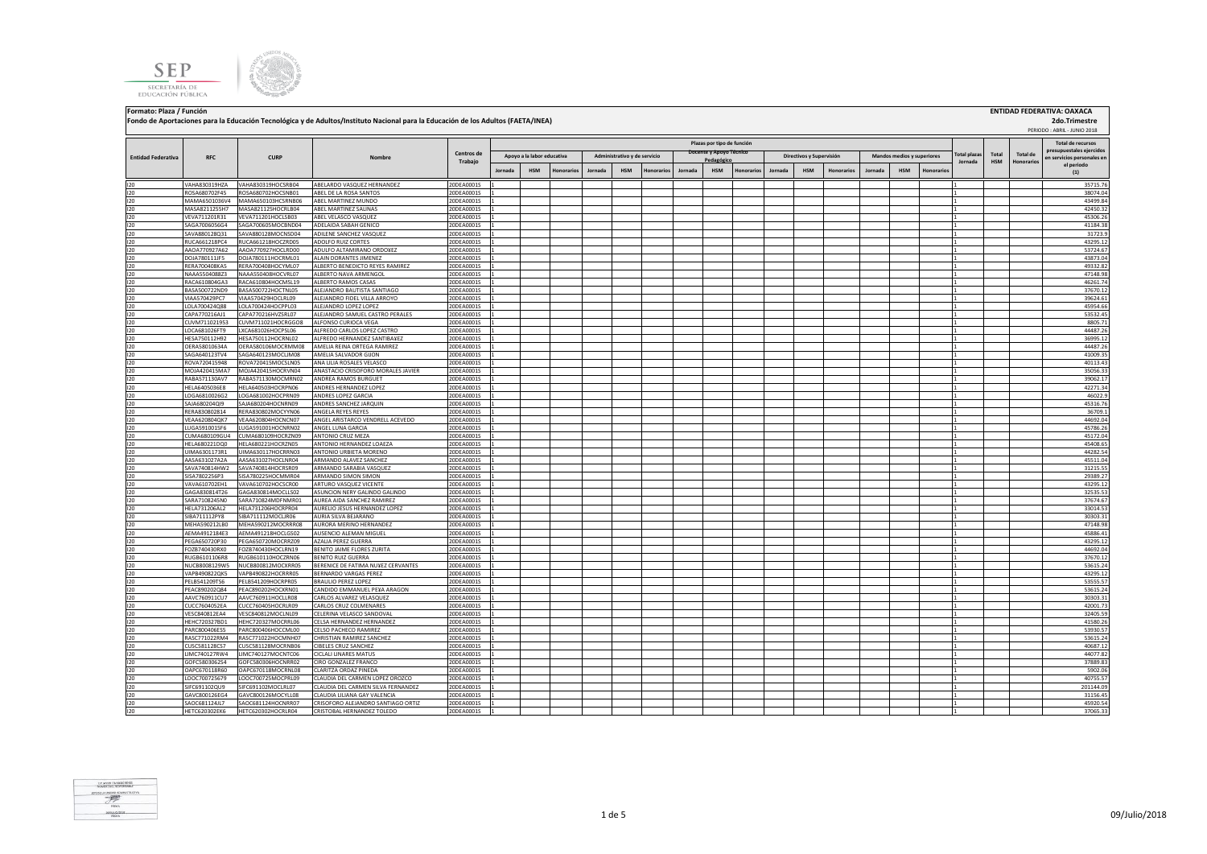**Formato: Plaza / Función**

**Fondo de Aportaciones para la Educación Tecnológica y de Adultos/Instituto Nacional para la Educación de los Adultos (FAETA/INEA)**

**ENTIDAD FEDERATIVA: OAXACA**

**2do.Trimestre**

PERIODO : ABRIL - JUNIO 2018

| Entidad Federativa | RFC | CURP | Nombre | Centros de Trabajo | Plazas por tipo de función | | | | | | | | | | | | | | | Total plazas Jornada | Total HSM | Total de Honorarios | Total de recursos presupuestales ejercidos en servicios personales en el periodo (1) |
|---|---|---|---|---|---|---|---|---|---|---|---|---|---|---|---|---|---|---|---|---|---|---|---|
| | | | | | Apoyo a la labor educativa | | | Administrativo y de servicio | | | Docente y Apoyo Técnico Pedagógico | | | Directivos y Supervisión | | | Mandos medios y superiores | | | | | | |
| | | | | | Jornada | HSM | Honorarios | Jornada | HSM | Honorarios | Jornada | HSM | Honorarios | Jornada | HSM | Honorarios | Jornada | HSM | Honorarios | | | | |
| I20 | VAHA830319HZA | VAHA830319HOCSRB04 | ABELARDO VASQUEZ HERNANDEZ | 20DEA0001S | 1 | | | | | | | | | | | | | | | 1 | | | 35715.76 |
| I20 | ROSA680702F45 | ROSA680702HOCSNB01 | ABEL DE LA ROSA SANTOS | 20DEA0001S | 1 | | | | | | | | | | | | | | | 1 | | | 38074.04 |
| I20 | MAMA6501036V4 | MAMA650103HOCRNB06 | ABEL MARTINEZ MUNDO | 20DEA0001S | 1 | | | | | | | | | | | | | | | 1 | | | 43499.84 |
| I20 | MASA8211255H7 | MASA821125HOCRLB04 | ABEL MARTINEZ SALINAS | 20DEA0001S | 1 | | | | | | | | | | | | | | | 1 | | | 42450.32 |
| I20 | VEVA711201R31 | VEVA711201HOCLSB03 | ABEL VELASCO VASQUEZ | 20DEA0001S | 1 | | | | | | | | | | | | | | | 1 | | | 45306.26 |
| I20 | SAGA7006056G4 | SAGA700605MOCBND04 | ADELAIDA SABAH GENICO | 20DEA0001S | 1 | | | | | | | | | | | | | | | 1 | | | 41184.38 |
| I20 | SAVA880128Q31 | SAVA880128MOCNSD04 | ADILENE SANCHEZ VASQUEZ | 20DEA0001S | 1 | | | | | | | | | | | | | | | 1 | | | 31723.9 |
| I20 | RUCA661218PC4 | RUCA661218HOCZRD05 | ADOLFO RUIZ CORTES | 20DEA0001S | 1 | | | | | | | | | | | | | | | 1 | | | 43295.12 |
| I20 | AAOA770927A62 | AAOA770927HOCLRD00 | ADULFO ALTAMIRANO ORDOñEZ | 20DEA0001S | 1 | | | | | | | | | | | | | | | 1 | | | 53724.67 |
| I20 | DOJA780111JF5 | DOJA780111HOCRML01 | ALAIN DORANTES JIMENEZ | 20DEA0001S | 1 | | | | | | | | | | | | | | | 1 | | | 43873.04 |
| I20 | RERA700408KA5 | RERA700408HOCYML07 | ALBERTO BENEDICTO REYES RAMIREZ | 20DEA0001S | 1 | | | | | | | | | | | | | | | 1 | | | 49332.82 |
| I20 | NAAA5504088Z3 | NAAA550408HOCVRL07 | ALBERTO NAVA ARMENGOL | 20DEA0001S | 1 | | | | | | | | | | | | | | | 1 | | | 47148.98 |
| I20 | RACA610804GA3 | RACA610804HOCMSL19 | ALBERTO RAMOS CASAS | 20DEA0001S | 1 | | | | | | | | | | | | | | | 1 | | | 46261.74 |
| I20 | BASA500722ND9 | BASA500722HOCTNL05 | ALEJANDRO BAUTISTA SANTIAGO | 20DEA0001S | 1 | | | | | | | | | | | | | | | 1 | | | 37670.12 |
| I20 | VIAA570429PC7 | VIAA570429HOCLRL09 | ALEJANDRO FIDEL VILLA ARROYO | 20DEA0001S | 1 | | | | | | | | | | | | | | | 1 | | | 39624.61 |
| I20 | LOLA700424Q88 | LOLA700424HOCPPL03 | ALEJANDRO LOPEZ LOPEZ | 20DEA0001S | 1 | | | | | | | | | | | | | | | 1 | | | 45954.66 |
| I20 | CAPA770216AJ1 | CAPA770216HVZSRL07 | ALEJANDRO SAMUEL CASTRO PERALES | 20DEA0001S | 1 | | | | | | | | | | | | | | | 1 | | | 53532.45 |
| I20 | CUVM711021953 | CUVM711021HOCRGG08 | ALFONSO CURIOCA VEGA | 20DEA0001S | 1 | | | | | | | | | | | | | | | 1 | | | 8805.71 |
| I20 | LOCA681026FT9 | LXCA681026HOCPSL06 | ALFREDO CARLOS LOPEZ CASTRO | 20DEA0001S | 1 | | | | | | | | | | | | | | | 1 | | | 44487.26 |
| I20 | HESA750112H92 | HESA750112HOCRNL02 | ALFREDO HERNANDEZ SANTIBAñEZ | 20DEA0001S | 1 | | | | | | | | | | | | | | | 1 | | | 36995.12 |
| I20 | OERA5801063A4 | OERA580106MOCRMM08 | AMELIA REINA ORTEGA RAMIREZ | 20DEA0001S | 1 | | | | | | | | | | | | | | | 1 | | | 44487.26 |
| I20 | SAGA640123TV4 | SAGA640123MOCLJM08 | AMELIA SALVADOR GIJON | 20DEA0001S | 1 | | | | | | | | | | | | | | | 1 | | | 41009.35 |
| I20 | ROVA720415948 | ROVA720415MOCSLN05 | ANA LILIA ROSALES VELASCO | 20DEA0001S | 1 | | | | | | | | | | | | | | | 1 | | | 40113.43 |
| I20 | MOJA420415MA7 | MOJA420415HOCRVN04 | ANASTACIO CRISOFORO MORALES JAVIER | 20DEA0001S | 1 | | | | | | | | | | | | | | | 1 | | | 35056.33 |
| I20 | RABA571130AV7 | RABA571130MOCMRN02 | ANDREA RAMOS BURGUET | 20DEA0001S | 1 | | | | | | | | | | | | | | | 1 | | | 39062.17 |
| I20 | HELA6405036E8 | HELA640503HOCRPN06 | ANDRES HERNANDEZ LOPEZ | 20DEA0001S | 1 | | | | | | | | | | | | | | | 1 | | | 42271.34 |
| I20 | LOGA6810026G2 | LOGA681002HOCPRN09 | ANDRES LOPEZ GARCIA | 20DEA0001S | 1 | | | | | | | | | | | | | | | 1 | | | 46022.9 |
| I20 | SAJA680204QI9 | SAJA680204HOCNRN09 | ANDRES SANCHEZ JARQUIN | 20DEA0001S | 1 | | | | | | | | | | | | | | | 1 | | | 45316.76 |
| I20 | RERA830802814 | RERA830802MOCYYN06 | ANGELA REYES REYES | 20DEA0001S | 1 | | | | | | | | | | | | | | | 1 | | | 36709.1 |
| I20 | VEAA620804QK7 | VEAA620804HOCNCN07 | ANGEL ARISTARCO VENDRELL ACEVEDO | 20DEA0001S | 1 | | | | | | | | | | | | | | | 1 | | | 44692.04 |
| I20 | LUGA591001SF6 | LUGA591001HOCNRN02 | ANGEL LUNA GARCIA | 20DEA0001S | 1 | | | | | | | | | | | | | | | 1 | | | 45786.26 |
| I20 | CUMA680109GU4 | CUMA680109HOCRZN09 | ANTONIO CRUZ MEZA | 20DEA0001S | 1 | | | | | | | | | | | | | | | 1 | | | 45172.04 |
| I20 | HELA680221DQ0 | HELA680221HOCRZN05 | ANTONIO HERNANDEZ LOAEZA | 20DEA0001S | 1 | | | | | | | | | | | | | | | 1 | | | 45408.65 |
| I20 | UIMA630117381 | UIMA630117HOCRRN03 | ANTONIO URBIETA MORENO | 20DEA0001S | 1 | | | | | | | | | | | | | | | 1 | | | 44282.54 |
| I20 | AASA631027A2A | AASA631027HOCLNR04 | ARMANDO ALAVEZ SANCHEZ | 20DEA0001S | 1 | | | | | | | | | | | | | | | 1 | | | 45511.04 |
| I20 | SAVA740814HW2 | SAVA740814HOCRSR09 | ARMANDO SARABIA VASQUEZ | 20DEA0001S | 1 | | | | | | | | | | | | | | | 1 | | | 31215.55 |
| I20 | SISA7802256P3 | SISA780225HOCMMR04 | ARMANDO SIMON SIMON | 20DEA0001S | 1 | | | | | | | | | | | | | | | 1 | | | 29389.27 |
| I20 | VAVA610702EH1 | VAVA610702HOCSCR00 | ARTURO VASQUEZ VICENTE | 20DEA0001S | 1 | | | | | | | | | | | | | | | 1 | | | 43295.12 |
| I20 | GAGA830814T26 | GAGA830814MOCLLS02 | ASUNCION NERY GALINDO GALINDO | 20DEA0001S | 1 | | | | | | | | | | | | | | | 1 | | | 32535.53 |
| I20 | SARA7108245N0 | SARA710824MDFNMR01 | AUREA AIDA SANCHEZ RAMIREZ | 20DEA0001S | 1 | | | | | | | | | | | | | | | 1 | | | 37674.67 |
| I20 | HELA731206AL2 | HELA731206HOCRPR04 | AURELIO JESUS HERNANDEZ LOPEZ | 20DEA0001S | 1 | | | | | | | | | | | | | | | 1 | | | 33014.53 |
| I20 | SIBA711112PY8 | SIBA711112MOCLJR06 | AURIA SILVA BEJARANO | 20DEA0001S | 1 | | | | | | | | | | | | | | | 1 | | | 30303.31 |
| I20 | MEHA590212LB0 | MEHA590212MOCRRR08 | AURORA MERINO HERNANDEZ | 20DEA0001S | 1 | | | | | | | | | | | | | | | 1 | | | 47148.98 |
| I20 | AEMA4912184E3 | AEMA491218HOCLGS02 | AUSENCIO ALEMAN MIGUEL | 20DEA0001S | 1 | | | | | | | | | | | | | | | 1 | | | 45886.41 |
| I20 | PEGA650720P30 | PEGA650720MOCRRZ09 | AZALIA PEREZ GUERRA | 20DEA0001S | 1 | | | | | | | | | | | | | | | 1 | | | 43295.12 |
| I20 | FOZB740430RX0 | FOZB740430HOCLRN19 | BENITO JAIME FLORES ZURITA | 20DEA0001S | 1 | | | | | | | | | | | | | | | 1 | | | 44692.04 |
| I20 | RUGB6101106R8 | RUGB610110HOCZRN06 | BENITO RUIZ GUERRA | 20DEA0001S | 1 | | | | | | | | | | | | | | | 1 | | | 37670.12 |
| I20 | NUCB8008129W5 | NUCB800812MOCXRR05 | BERENICE DE FATIMA NUñEZ CERVANTES | 20DEA0001S | 1 | | | | | | | | | | | | | | | 1 | | | 53615.24 |
| I20 | VAPB490822QK5 | VAPB490822HOCRRR05 | BERNARDO VARGAS PEREZ | 20DEA0001S | 1 | | | | | | | | | | | | | | | 1 | | | 43295.12 |
| I20 | PELB541209TS6 | PELB541209HOCRPR05 | BRAULIO PEREZ LOPEZ | 20DEA0001S | 1 | | | | | | | | | | | | | | | 1 | | | 53555.57 |
| I20 | PEAC890202Q84 | PEAC890202HOCXRN01 | CANDIDO EMMANUEL PEñA ARAGON | 20DEA0001S | 1 | | | | | | | | | | | | | | | 1 | | | 53615.24 |
| I20 | AAVC760911CU7 | AAVC760911HOCLLR08 | CARLOS ALVAREZ VELASQUEZ | 20DEA0001S | 1 | | | | | | | | | | | | | | | 1 | | | 30303.31 |
| I20 | CUCC7604052EA | CUCC760405HOCRLR09 | CARLOS CRUZ COLMENARES | 20DEA0001S | 1 | | | | | | | | | | | | | | | 1 | | | 42001.73 |
| I20 | VESC840812EA4 | VESC840812MOCLNL09 | CELERINA VELASCO SANDOVAL | 20DEA0001S | 1 | | | | | | | | | | | | | | | 1 | | | 32405.59 |
| I20 | HEHC720327BD1 | HEHC720327MOCRRL06 | CELSA HERNANDEZ HERNANDEZ | 20DEA0001S | 1 | | | | | | | | | | | | | | | 1 | | | 41580.26 |
| I20 | PARC800406ES5 | PARC800406HOCCML00 | CELSO PACHECO RAMIREZ | 20DEA0001S | 1 | | | | | | | | | | | | | | | 1 | | | 53930.57 |
| I20 | RASC771022RM4 | RASC771022HOCMNH07 | CHRISTIAN RAMIREZ SANCHEZ | 20DEA0001S | 1 | | | | | | | | | | | | | | | 1 | | | 53615.24 |
| I20 | CUSC581128CS7 | CUSC581128MOCRNB06 | CIBELES CRUZ SANCHEZ | 20DEA0001S | 1 | | | | | | | | | | | | | | | 1 | | | 40687.12 |
| I20 | LIMC740127RW4 | LIMC740127MOCNTC06 | CICLALI LINARES MATUS | 20DEA0001S | 1 | | | | | | | | | | | | | | | 1 | | | 44077.82 |
| I20 | GOFC580306254 | GOFC580306HOCNRR02 | CIRO GONZALEZ FRANCO | 20DEA0001S | 1 | | | | | | | | | | | | | | | 1 | | | 37889.83 |
| I20 | OAPC670118R60 | OAPC670118MOCRNL08 | CLARITZA ORDAZ PINEDA | 20DEA0001S | 1 | | | | | | | | | | | | | | | 1 | | | 5902.06 |
| I20 | LOOC700725679 | LOOC700725MOCPRL09 | CLAUDIA DEL CARMEN LOPEZ OROZCO | 20DEA0001S | 1 | | | | | | | | | | | | | | | 1 | | | 40755.57 |
| I20 | SIFC691102QU9 | SIFC691102MOCLRL07 | CLAUDIA DEL CARMEN SILVA FERNANDEZ | 20DEA0001S | 1 | | | | | | | | | | | | | | | 1 | | | 201144.09 |
| I20 | GAVC800126EG4 | GAVC800126MOCYLL08 | CLAUDIA LILIANA GAY VALENCIA | 20DEA0001S | 1 | | | | | | | | | | | | | | | 1 | | | 31156.45 |
| I20 | SAOC681124JL7 | SAOC681124HOCNRR07 | CRISOFORO ALEJANDRO SANTIAGO ORTIZ | 20DEA0001S | 1 | | | | | | | | | | | | | | | 1 | | | 45920.54 |
| I20 | HETC620302EK6 | HETC620302HOCRLR04 | CRISTOBAL HERNANDEZ TOLEDO | 20DEA0001S | 1 | | | | | | | | | | | | | | | 1 | | | 37065.33 |

09/Julio/2018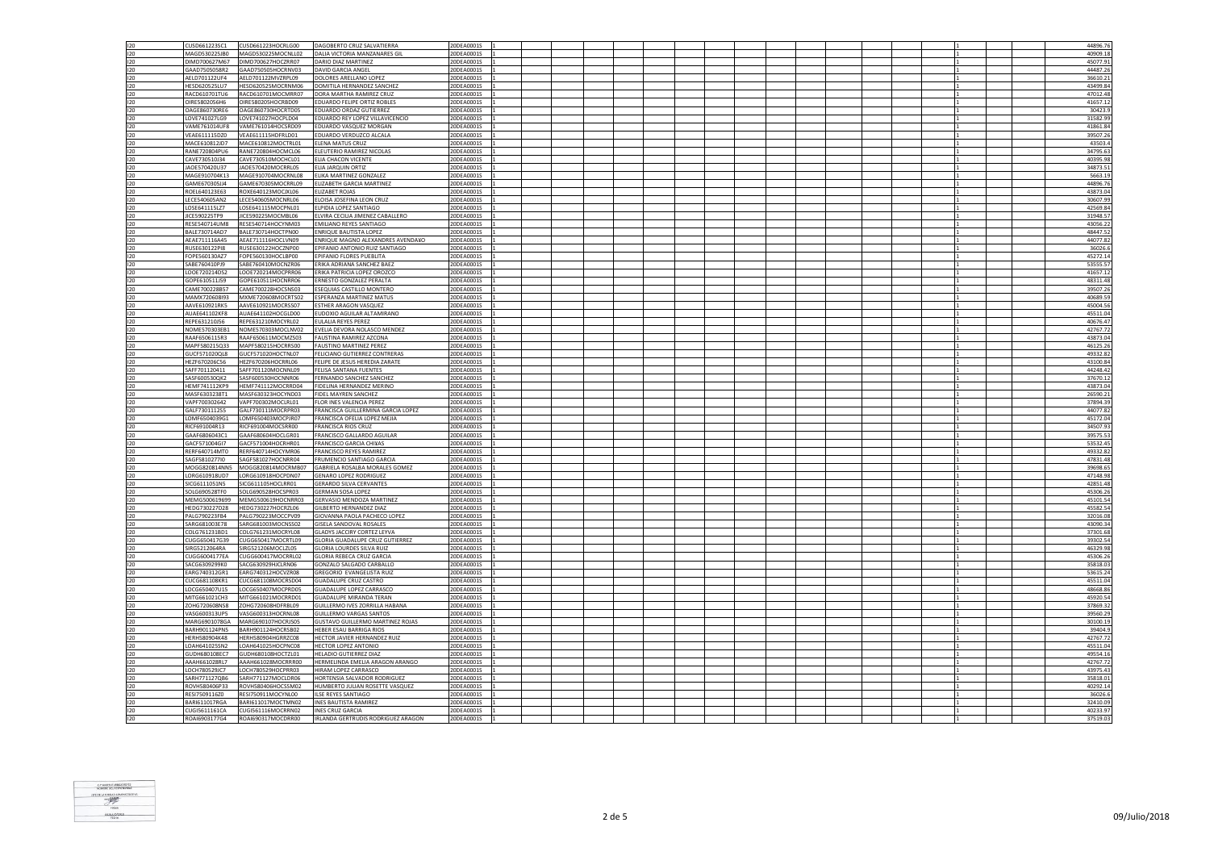| | | | | | | | | | | | | | | | | |
|---|---|---|---|---|---|---|---|---|---|---|---|---|---|---|---|---|
| I20 | CUSD661223SC1 | CUSD661223HOCRLG00 | DAGOBERTO CRUZ SALVATIERRA | 20DEA0001S | 1 | | | | | | | | | | 1 | 44896.76 |
| I20 | MAGD530225JB0 | MAGD530225MOCNLL02 | DALIA VICTORIA MANZANARES GIL | 20DEA0001S | 1 | | | | | | | | | | 1 | 40909.18 |
| I20 | DIMD700627M67 | DIMD700627HOCZRR07 | DARIO DIAZ MARTINEZ | 20DEA0001S | 1 | | | | | | | | | | 1 | 45077.91 |
| I20 | GAAD7505058R2 | GAAD750505HOCRNV03 | DAVID GARCIA ANGEL | 20DEA0001S | 1 | | | | | | | | | | 1 | 44487.26 |
| I20 | AELD701122UF4 | AELD701122MVZRPL09 | DOLORES ARELLANO LOPEZ | 20DEA0001S | 1 | | | | | | | | | | 1 | 36610.21 |
| I20 | HESD620525LU7 | HESD620525MOCRNM06 | DOMITILA HERNANDEZ SANCHEZ | 20DEA0001S | 1 | | | | | | | | | | 1 | 43499.84 |
| I20 | RACD610701TU6 | RACD610701MOCMRR07 | DORA MARTHA RAMIREZ CRUZ | 20DEA0001S | 1 | | | | | | | | | | 1 | 47012.48 |
| I20 | OIRE5802056H6 | OIRE580205HOCRBD09 | EDUARDO FELIPE ORTIZ ROBLES | 20DEA0001S | 1 | | | | | | | | | | 1 | 41657.12 |
| I20 | OAGE860730RE6 | OAGE860730HOCRTD05 | EDUARDO ORDAZ GUTIERREZ | 20DEA0001S | 1 | | | | | | | | | | 1 | 30423.9 |
| I20 | LOVE741027LG9 | LOVE741027HOCPLD04 | EDUARDO REY LOPEZ VILLAVICENCIO | 20DEA0001S | 1 | | | | | | | | | | 1 | 31582.99 |
| I20 | VAME761014UF8 | VAME761014HOCSRD09 | EDUARDO VASQUEZ MORGAN | 20DEA0001S | 1 | | | | | | | | | | 1 | 41861.84 |
| I20 | VEAE611115DZ0 | VEAE611115HDFRLD01 | EDUARDO VERDUZCO ALCALA | 20DEA0001S | 1 | | | | | | | | | | 1 | 39507.26 |
| I20 | MACE610812JD7 | MACE610812MOCTRL01 | ELENA MATUS CRUZ | 20DEA0001S | 1 | | | | | | | | | | 1 | 43503.4 |
| I20 | RANE720804PU6 | RANE720804HOCMCL06 | ELEUTERIO RAMIREZ NICOLAS | 20DEA0001S | 1 | | | | | | | | | | 1 | 34795.63 |
| I20 | CAVE730510J34 | CAVE730510MOCHCL01 | ELIA CHACON VICENTE | 20DEA0001S | 1 | | | | | | | | | | 1 | 40395.98 |
| I20 | JAOE570420U37 | JAOE570420MOCRRL05 | ELIA JARQUIN ORTIZ | 20DEA0001S | 1 | | | | | | | | | | 1 | 34873.51 |
| I20 | MAGE910704K13 | MAGE910704MOCRNL08 | ELIKA MARTINEZ GONZALEZ | 20DEA0001S | 1 | | | | | | | | | | 1 | 5663.19 |
| I20 | GAME670305JJ4 | GAME670305MOCRRL09 | ELIZABETH GARCIA MARTINEZ | 20DEA0001S | 1 | | | | | | | | | | 1 | 44896.76 |
| I20 | ROEL640123E63 | ROXE640123MOCJXL06 | ELIZABET ROJAS | 20DEA0001S | 1 | | | | | | | | | | 1 | 43873.04 |
| I20 | LECE540605AN2 | LECE540605MOCNRL06 | ELOISA JOSEFINA LEON CRUZ | 20DEA0001S | 1 | | | | | | | | | | 1 | 30607.99 |
| I20 | LOSE641115LZ7 | LOSE641115MOCPNL01 | ELPIDIA LOPEZ SANTIAGO | 20DEA0001S | 1 | | | | | | | | | | 1 | 42569.84 |
| I20 | JICE59022STP9 | JICE590225MOCMBL06 | ELVIRA CECILIA JIMENEZ CABALLERO | 20DEA0001S | 1 | | | | | | | | | | 1 | 31948.57 |
| I20 | RESE540714UM8 | RESE540714HOCYNM03 | EMILIANO REYES SANTIAGO | 20DEA0001S | 1 | | | | | | | | | | 1 | 43056.22 |
| I20 | BALE730714AD7 | BALE730714HOCTPN00 | ENRIQUE BAUTISTA LOPEZ | 20DEA0001S | 1 | | | | | | | | | | 1 | 48447.52 |
| I20 | AEAE711116A45 | AEAE711116HOCLVN09 | ENRIQUE MAGNO ALEXANDRES AVENDAÑO | 20DEA0001S | 1 | | | | | | | | | | 1 | 44077.82 |
| I20 | RUSE630122PI8 | RUSE630122HOCZNP00 | EPIFANIO ANTONIO RUIZ SANTIAGO | 20DEA0001S | 1 | | | | | | | | | | 1 | 36026.6 |
| I20 | FOPE560130AZ7 | FOPE560130HOCLBP00 | EPIFANIO FLORES PUEBLITA | 20DEA0001S | 1 | | | | | | | | | | 1 | 45272.14 |
| I20 | SABE760410PJ9 | SABE760410MOCNZR06 | ERIKA ADRIANA SANCHEZ BAEZ | 20DEA0001S | 1 | | | | | | | | | | 1 | 53555.57 |
| I20 | LOOE720214DS2 | LOOE720214MOCPRR06 | ERIKA PATRICIA LOPEZ OROZCO | 20DEA0001S | 1 | | | | | | | | | | 1 | 41657.12 |
| I20 | GOPE610511J59 | GOPE610511HOCNRR06 | ERNESTO GONZALEZ PERALTA | 20DEA0001S | 1 | | | | | | | | | | 1 | 48311.48 |
| I20 | CAME700228BS7 | CAME700228HOCSNS03 | ESEQUIAS CASTILLO MONTERO | 20DEA0001S | 1 | | | | | | | | | | 1 | 39507.26 |
| I20 | MAMX720608I93 | MXME720608MOCRTS02 | ESPERANZA MARTINEZ MATUS | 20DEA0001S | 1 | | | | | | | | | | 1 | 40689.59 |
| I20 | AAVE610921RK5 | AAVE610921MOCRSS07 | ESTHER ARAGON VASQUEZ | 20DEA0001S | 1 | | | | | | | | | | 1 | 45004.56 |
| I20 | AUAE641102KF8 | AUAE641102HOCGLD00 | EUDOXIO AGUILAR ALTAMIRANO | 20DEA0001S | 1 | | | | | | | | | | 1 | 45511.04 |
| I20 | REPE631210J56 | REPE631210MOCYRL02 | EULALIA REYES PEREZ | 20DEA0001S | 1 | | | | | | | | | | 1 | 40676.47 |
| I20 | NOME570303EB1 | NOME570303MOCLNV02 | EVELIA DEVORA NOLASCO MENDEZ | 20DEA0001S | 1 | | | | | | | | | | 1 | 42767.72 |
| I20 | RAAF6506115R3 | RAAF650611MOCMZS03 | FAUSTINA RAMIREZ AZCONA | 20DEA0001S | 1 | | | | | | | | | | 1 | 43873.04 |
| I20 | MAPF580215Q33 | MAPF580215HOCRRS00 | FAUSTINO MARTINEZ PEREZ | 20DEA0001S | 1 | | | | | | | | | | 1 | 46125.26 |
| I20 | GUCF571020QL8 | GUCF571020HOCTNL07 | FELICIANO GUTIERREZ CONTRERAS | 20DEA0001S | 1 | | | | | | | | | | 1 | 49332.82 |
| I20 | HEZF670206C56 | HEZF670206HOCRRL06 | FELIPE DE JESUS HEREDIA ZARATE | 20DEA0001S | 1 | | | | | | | | | | 1 | 43100.84 |
| I20 | SAFF701120411 | SAFF701120MOCNNL09 | FELISA SANTANA FUENTES | 20DEA0001S | 1 | | | | | | | | | | 1 | 44248.42 |
| I20 | SASF600530QK2 | SASF600530HOCNNR06 | FERNANDO SANCHEZ SANCHEZ | 20DEA0001S | 1 | | | | | | | | | | 1 | 37670.12 |
| I20 | HEMF741112KP9 | HEMF741112MOCRRD04 | FIDELINA HERNANDEZ MERINO | 20DEA0001S | 1 | | | | | | | | | | 1 | 43873.04 |
| I20 | MASF6303238T1 | MASF630323HOCYND03 | FIDEL MAYREN SANCHEZ | 20DEA0001S | 1 | | | | | | | | | | 1 | 26590.21 |
| I20 | VAPF700302642 | VAPF700302MOCLRL01 | FLOR INES VALENCIA PEREZ | 20DEA0001S | 1 | | | | | | | | | | 1 | 37894.39 |
| I20 | GALF7301112S5 | GALF730111MOCRPR03 | FRANCISCA GUILLERMINA GARCIA LOPEZ | 20DEA0001S | 1 | | | | | | | | | | 1 | 44077.82 |
| I20 | LOMF6504039G1 | LOMF650403MOCPJR07 | FRANCISCA OFELIA LOPEZ MEJIA | 20DEA0001S | 1 | | | | | | | | | | 1 | 45172.04 |
| I20 | RICF691004R13 | RICF691004MOCSRR00 | FRANCISCA RIOS CRUZ | 20DEA0001S | 1 | | | | | | | | | | 1 | 34507.93 |
| I20 | GAAF6806043C1 | GAAF680604HOCLGR01 | FRANCISCO GALLARDO AGUILAR | 20DEA0001S | 1 | | | | | | | | | | 1 | 39575.53 |
| I20 | GACF571004GI7 | GACF571004HOCRHR01 | FRANCISCO GARCIA CHIXAS | 20DEA0001S | 1 | | | | | | | | | | 1 | 53532.45 |
| I20 | RERF640714MT0 | RERF640714HOCYMR06 | FRANCISCO REYES RAMIREZ | 20DEA0001S | 1 | | | | | | | | | | 1 | 49332.82 |
| I20 | SAGF5810277I0 | SAGF581027HOCNRR04 | FRUMENCIO SANTIAGO GARCIA | 20DEA0001S | 1 | | | | | | | | | | 1 | 47831.48 |
| I20 | MOGG820814NN5 | MOGG820814MOCRMB07 | GABRIELA ROSALBA MORALES GOMEZ | 20DEA0001S | 1 | | | | | | | | | | 1 | 39698.65 |
| I20 | LORG610918UD7 | LORG610918HOCPDN07 | GENARO LOPEZ RODRIGUEZ | 20DEA0001S | 1 | | | | | | | | | | 1 | 47148.98 |
| I20 | SICG611105IN5 | SICG611105HOCLRR01 | GERARDO SILVA CERVANTES | 20DEA0001S | 1 | | | | | | | | | | 1 | 42851.48 |
| I20 | SOLG690528TF0 | SOLG690528HOCSPR03 | GERMAN SOSA LOPEZ | 20DEA0001S | 1 | | | | | | | | | | 1 | 45306.26 |
| I20 | MEMG500619699 | MEMG500619HOCNRR03 | GERVASIO MENDOZA MARTINEZ | 20DEA0001S | 1 | | | | | | | | | | 1 | 45101.54 |
| I20 | HEDG730227D28 | HEDG730227HOCRZL06 | GILBERTO HERNANDEZ DIAZ | 20DEA0001S | 1 | | | | | | | | | | 1 | 45582.54 |
| I20 | PALG790223FB4 | PALG790223MOCCPV09 | GIOVANNA PAOLA PACHECO LOPEZ | 20DEA0001S | 1 | | | | | | | | | | 1 | 32016.08 |
| I20 | SARG681003E78 | SARG681003MOCNSS02 | GISELA SANDOVAL ROSALES | 20DEA0001S | 1 | | | | | | | | | | 1 | 43090.34 |
| I20 | COLG761231BD1 | COLG761231MOCRYL08 | GLADYS JACCIRY CORTEZ LEYVA | 20DEA0001S | 1 | | | | | | | | | | 1 | 37301.68 |
| I20 | CUGG6504172G39 | CUGG650417MOCRTL09 | GLORIA GUADALUPE CRUZ GUTIERREZ | 20DEA0001S | 1 | | | | | | | | | | 1 | 39302.54 |
| I20 | SIRG5212064RA | SIRG521206MOCLZL05 | GLORIA LOURDES SILVA RUIZ | 20DEA0001S | 1 | | | | | | | | | | 1 | 46329.98 |
| I20 | CUGG6004177EA | CUGG600417MOCRRL02 | GLORIA REBECA CRUZ GARCIA | 20DEA0001S | 1 | | | | | | | | | | 1 | 45306.26 |
| I20 | SACG6309299K0 | SACG630929HOCLRN06 | GONZALO SALGADO CARBALLO | 20DEA0001S | 1 | | | | | | | | | | 1 | 35818.03 |
| I20 | EARG740312GR1 | EARG740312HOCVZR08 | GREGORIO EVANGELISTA RUIZ | 20DEA0001S | 1 | | | | | | | | | | 1 | 53615.24 |
| I20 | CUCG681108KR1 | CUCG681108MOCRSD04 | GUADALUPE CRUZ CASTRO | 20DEA0001S | 1 | | | | | | | | | | 1 | 45511.04 |
| I20 | LOCG650407U15 | LOCG650407MOCPRD05 | GUADALUPE LOPEZ CARRASCO | 20DEA0001S | 1 | | | | | | | | | | 1 | 48668.86 |
| I20 | MITG661021CH3 | MITG661021MOCRRD01 | GUADALUPE MIRANDA TERAN | 20DEA0001S | 1 | | | | | | | | | | 1 | 45920.54 |
| I20 | ZOHG720608NS8 | ZOHG720608HDFRBL09 | GUILLERMO IVES ZORRILLA HABANA | 20DEA0001S | 1 | | | | | | | | | | 1 | 37869.32 |
| I20 | VASG600313UP5 | VASG600313HOCRNL08 | GUILLERMO VARGAS SANTOS | 20DEA0001S | 1 | | | | | | | | | | 1 | 39560.29 |
| I20 | MARG6901078GA | MARG690107HOCRJS05 | GUSTAVO GUILLERMO MARTINEZ ROJAS | 20DEA0001S | 1 | | | | | | | | | | 1 | 30100.19 |
| I20 | BARH901124PN5 | BARH901124HOCRSB02 | HEBER ESAU BARRIGA RIOS | 20DEA0001S | 1 | | | | | | | | | | 1 | 39404.9 |
| I20 | HERH580904K48 | HERH580904HGRRZC08 | HECTOR JAVIER HERNANDEZ RUIZ | 20DEA0001S | 1 | | | | | | | | | | 1 | 42767.72 |
| I20 | LOAH641025SN2 | LOAH641025HOCPNC08 | HECTOR LOPEZ ANTONIO | 20DEA0001S | 1 | | | | | | | | | | 1 | 45511.04 |
| I20 | GUDH680108EC7 | GUDH680108HOCTZL01 | HELADIO GUTIERREZ DIAZ | 20DEA0001S | 1 | | | | | | | | | | 1 | 49554.16 |
| I20 | AAAH661028RL7 | AAAH661028MOCRRR00 | HERMELINDA EMELIA ARAGON ARANGO | 20DEA0001S | 1 | | | | | | | | | | 1 | 42767.72 |
| I20 | LOCH780529IC7 | LOCH780529HOCPRR03 | HIRAM LOPEZ CARRASCO | 20DEA0001S | 1 | | | | | | | | | | 1 | 43975.43 |
| I20 | SARH771127QB6 | SARH771127MOCLDR06 | HORTENSIA SALVADOR RODRIGUEZ | 20DEA0001S | 1 | | | | | | | | | | 1 | 35818.01 |
| I20 | ROVH580406P33 | ROVH580406HOCSSM02 | HUMBERTO JULIAN ROSETTE VASQUEZ | 20DEA0001S | 1 | | | | | | | | | | 1 | 40292.14 |
| I20 | RESI7509116Z0 | RESI750911MOCYNL00 | ILSE REYES SANTIAGO | 20DEA0001S | 1 | | | | | | | | | | 1 | 36026.6 |
| I20 | BARI611017RGA | BARI611017MOCTMN02 | INES BAUTISTA RAMIREZ | 20DEA0001S | 1 | | | | | | | | | | 1 | 32410.09 |
| I20 | CUGI561116ICA | CUGI561116MOCRRN02 | INES CRUZ GARCIA | 20DEA0001S | 1 | | | | | | | | | | 1 | 40233.97 |
| I20 | ROAI6903177G4 | ROAI690317MOCDRR00 | IRLANDA GERTRUDIS RODRIGUEZ ARAGON | 20DEA0001S | 1 | | | | | | | | | | 1 | 37519.03 |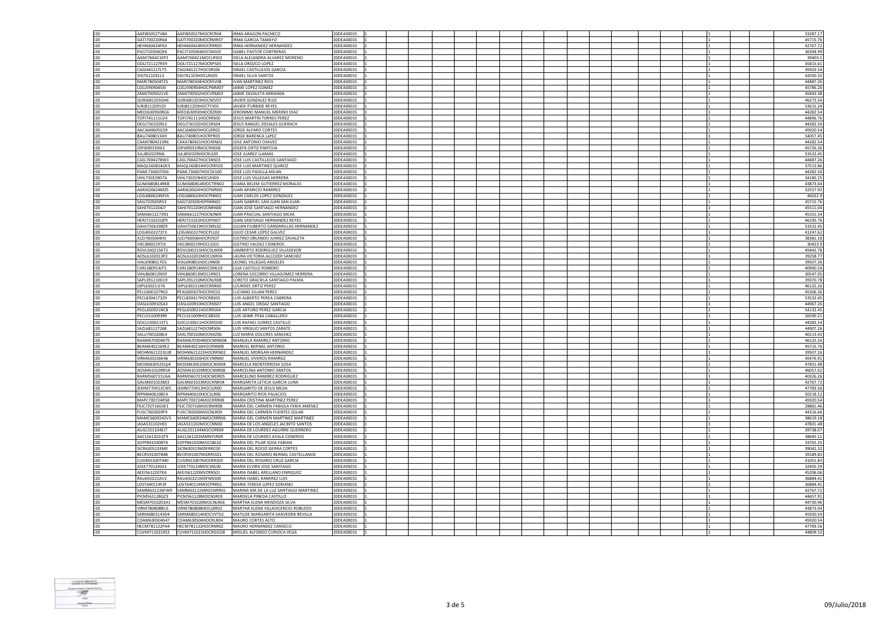| | | | | | | | | | | | | | | | | | | |
|---|---|---|---|---|---|---|---|---|---|---|---|---|---|---|---|---|---|---|
| I20 | AAPI850527V84 | AAPI850527MOCRCR04 | IRMA ARAGON PACHECO | 20DEA0001S | 1 | | | | | | | | | | | | 1 | 33287.17 |
| I20 | GATI700220R64 | GATI700220MOCRMR07 | IRMA GARCIA TAMAYO | 20DEA0001S | 1 | | | | | | | | | | | | 1 | 45715.76 |
| I20 | HEHI660424P63 | HEHI660424MOCRRR03 | IRMA HERNANDEZ HERNANDEZ | 20DEA0001S | 1 | | | | | | | | | | | | 1 | 42767.72 |
| I20 | PACI710506QF6 | PACI710506MOCSNS03 | ISABEL PASTOR CONTRERAS | 20DEA0001S | 1 | | | | | | | | | | | | 1 | 36394.99 |
| I20 | AAMI760421KP2 | AAMI760421MOCLRS02 | ISELA ALEJANDRA ALVAREZ MORENO | 20DEA0001S | 1 | | | | | | | | | | | | 1 | 39403.1 |
| I20 | OOLI721127RE9 | OOLI721127MOCRPS05 | ISELA OROZCO LOPEZ | 20DEA0001S | 1 | | | | | | | | | | | | 1 | 45815.61 |
| I20 | CAGI441217LT5 | CAGI441217HOCSRS06 | ISRAEL CASTILLEJOS GARCIA | 20DEA0001S | 1 | | | | | | | | | | | | 1 | 39302.54 |
| I20 | SISI7611031L3 | SISI761103HOCLNS05 | ISRAEL SILVA SANTOS | 20DEA0001S | 1 | | | | | | | | | | | | 1 | 42030.32 |
| I20 | MARI780504T25 | MARI780504HOCRSV08 | IVAN MARTINEZ RIOS | 20DEA0001S | 1 | | | | | | | | | | | | 1 | 44487.26 |
| I20 | LOGJ5909045I0 | LOGJ590904HOCPMM07 | JAIME LOPEZ GOMEZ | 20DEA0001S | 1 | | | | | | | | | | | | 1 | 45786.26 |
| I20 | ZAMJ7005021V0 | ZAMJ700502HOCVRM03 | JAIME ZAVALETA MIRANDA | 20DEA0001S | 1 | | | | | | | | | | | | 1 | 45443.38 |
| I20 | GORJ681203GH6 | GORJ681203HOCNZV07 | JAVIER GONZALEZ RUIZ | 20DEA0001S | 1 | | | | | | | | | | | | 1 | 46273.54 |
| I20 | IURJ811203V25 | IURJ811203HOCTYV01 | JAVIER ITURBIDE REYES | 20DEA0001S | 1 | | | | | | | | | | | | 1 | 53615.24 |
| I20 | MEDJ630930RG6 | MEDJ630930HOCRZR00 | JERONIMO MANUEL MERINO DIAZ | 20DEA0001S | 1 | | | | | | | | | | | | 1 | 44282.54 |
| I20 | TOPJ741111UZ4 | TOPJ741111HOCRRS00 | JESUS MARTIN TORRES PEREZ | 20DEA0001S | 1 | | | | | | | | | | | | 1 | 44896.76 |
| I20 | DEGJ730102RL5 | DEGJ730102HOCSRS04 | JESUS RANGEL DESALES GUERACH | 20DEA0001S | 1 | | | | | | | | | | | | 1 | 44282.54 |
| I20 | AACJ640605G59 | AACJ640605HOCLRR02 | JORGE ALFARO CORTES | 20DEA0001S | 1 | | | | | | | | | | | | 1 | 45920.54 |
| I20 | BALJ7408013A9 | BALJ740801HOCRPR03 | JORGE BARENCA LaPEZ | 20DEA0001S | 1 | | | | | | | | | | | | 1 | 54057.45 |
| I20 | CAAN7804215R6 | CAXA780421HOCHXN02 | JOSE ANTONIO CHAVEZ | 20DEA0001S | 1 | | | | | | | | | | | | 1 | 44282.54 |
| I20 | OIPJ690319IK2 | OIPJ690319MOCRNS06 | JOSEFA ORTIZ PANTOJA | 20DEA0001S | 1 | | | | | | | | | | | | 1 | 45726.26 |
| I20 | JULJ850329916 | JULJ850329HOCRLS05 | JOSE JUAREZ LLAMAS | 20DEA0001S | 1 | | | | | | | | | | | | 1 | 53532.45 |
| I20 | CASL7004278W3 | CASL700427HOCSNS03 | JOSE LUIS CASTILLEJOS SANTIAGO | 20DEA0001S | 1 | | | | | | | | | | | | 1 | 44487.26 |
| I20 | MAQL560814GK3 | MAQL560814HOCRRS03 | JOSE LUIS MARTINEZ QUIROZ | 20DEA0001S | 1 | | | | | | | | | | | | 1 | 37513.86 |
| I20 | PAML7306075K6 | PAML730607HOCDLS00 | JOSE LUIS PADILLA MILAN | 20DEA0001S | 1 | | | | | | | | | | | | 1 | 44282.54 |
| I20 | VIHL730329D7A | VIHL730329HOCLRS03 | JOSE LUIS VILLEGAS HERRERA | 20DEA0001S | 1 | | | | | | | | | | | | 1 | 34185.25 |
| I20 | GUMJ680814RK8 | GUMJ680814MOCTRN02 | JUANA BELEM GUTIERREZ MORALES | 20DEA0001S | 1 | | | | | | | | | | | | 1 | 43873.04 |
| I20 | AARJ620624MZ5 | AARJ620624HOCPMN05 | JUAN APARICIO RAMIREZ | 20DEA0001S | 1 | | | | | | | | | | | | 1 | 32557.92 |
| I20 | LOGJ680624MYA | LOGJ680624HOCPNN02 | JUAN CARLOS LOPEZ GONZALEZ | 20DEA0001S | 1 | | | | | | | | | | | | 1 | 46022.9 |
| I20 | SASJ720505R53 | SASJ720505HDFNNN02 | JUAN GABRIEL SAN JUAN SAN JUAN | 20DEA0001S | 1 | | | | | | | | | | | | 1 | 45715.76 |
| I20 | SAHJ7012204J7 | SAHJ701220HOCNRN00 | JUAN JOSE SANTIAGO HERNANDEZ | 20DEA0001S | 1 | | | | | | | | | | | | 1 | 45511.04 |
| I20 | SAMJ6612273N1 | SAMJ661227HOCNJN09 | JUAN PASCUAL SANTIAGO MEJIA | 20DEA0001S | 1 | | | | | | | | | | | | 1 | 45101.54 |
| I20 | HERJ721022QP9 | HERJ721022HOCRYN07 | JUAN SANTIAGO HERNANDEZ REYES | 20DEA0001S | 1 | | | | | | | | | | | | 1 | 46195.76 |
| I20 | GAHJ750619BZ9 | GAHJ750619HOCNRL02 | JULIAN FILIBERTO GANDARILLAS HERNANDEZ | 20DEA0001S | 1 | | | | | | | | | | | | 1 | 53532.45 |
| I20 | LOGJ650227ZF3 | LOGJ650227HOCPLL02 | JULIO CESAR LOPEZ GALVEZ | 20DEA0001S | 1 | | | | | | | | | | | | 1 | 41247.62 |
| I20 | JUZJ7605064H3 | JUZJ760506HOCRVS07 | JUSTINO ORLANDO JUAREZ ZAVALETA | 20DEA0001S | 1 | | | | | | | | | | | | 1 | 38381.18 |
| I20 | VACJ8002197J3 | VACJ800219HOCLSS01 | JUSTINO VALDEZ CISNEROS | 20DEA0001S | 1 | | | | | | | | | | | | 1 | 30423.9 |
| I20 | ROVL500215KT2 | ROVL500215HOCDLM09 | LAMBERTO RODRIGUEZ VILLASEÑOR | 20DEA0001S | 1 | | | | | | | | | | | | 1 | 45442.78 |
| I20 | AOSL6102013P2 | AOSL610201MOCLNR04 | LAURA VICTORIA ALCOZER SANCHEZ | 20DEA0001S | 1 | | | | | | | | | | | | 1 | 39258.77 |
| I20 | VIAL6908017G5 | VIAL690801HOCLNN06 | LEONEL VILLEGAS ANGELES | 20DEA0001S | 1 | | | | | | | | | | | | 1 | 39507.26 |
| I20 | CARL580914IT5 | CARL580914MOCSML03 | LILIA CASTILLO ROMERO | 20DEA0001S | 1 | | | | | | | | | | | | 1 | 40940.54 |
| I20 | VIHL860812N59 | VIHL860812MOCLRR01 | LORENA SOCORRO VILLAGOMEZ HERRERA | 20DEA0001S | 1 | | | | | | | | | | | | 1 | 30547.05 |
| I20 | SAPL391210D19 | SAPL391210MOCNLR08 | LORETO GRACIELA SANTIAGO PALMA | 20DEA0001S | 1 | | | | | | | | | | | | 1 | 39370.78 |
| I20 | OIPL630211I76 | OIPL630211MOCRRR00 | LOURDES ORTIZ PEREZ | 20DEA0001S | 1 | | | | | | | | | | | | 1 | 46125.26 |
| I20 | PELU6001079G5 | PEXL600107HOCRXC02 | LUCIANO JULIAN PEREZ | 20DEA0001S | 1 | | | | | | | | | | | | 1 | 45306.26 |
| I20 | PECL830417329 | PECL830417HOCRBS05 | LUIS ALBERTO PEREA CABRERA | 20DEA0001S | 1 | | | | | | | | | | | | 1 | 53532.45 |
| I20 | OASL6309105A3 | OASL630910HOCRNS07 | LUIS ANGEL ORDAZ SANTIAGO | 20DEA0001S | 1 | | | | | | | | | | | | 1 | 44967.26 |
| I20 | PEGL650921NC8 | PEGL650921HOCRRS04 | LUIS ARTURO PEREZ GARCIA | 20DEA0001S | 1 | | | | | | | | | | | | 1 | 54132.45 |
| I20 | PECL551009399 | PECL551009HOCXBS05 | LUIS JAIME PEXA CABALLERO | 20DEA0001S | 1 | | | | | | | | | | | | 1 | 26590.21 |
| I20 | GOCL5306113T1 | GOCL530611HOCMSS00 | LUIS RAFAEL GOMEZ CASTILLO | 20DEA0001S | 1 | | | | | | | | | | | | 1 | 44282.54 |
| I20 | SAZL681127268 | SAZL681127HOCNRS06 | LUIS VIRGILIO SANTOS ZARATE | 20DEA0001S | 1 | | | | | | | | | | | | 1 | 44907.26 |
| I20 | SALU7003208L4 | SAXL700320MOCNXZ06 | LUZ MARIA DOLORES SANCHEZ | 20DEA0001S | 1 | | | | | | | | | | | | 1 | 40113.43 |
| I20 | RAAM6703046T9 | RAAM670304MOCMNN08 | MANUELA RAMIREZ ANTONIO | 20DEA0001S | 1 | | | | | | | | | | | | 1 | 46125.26 |
| I20 | BEAM6402169E2 | BEAM640216HOCRNN08 | MANUEL BERNAL ANTONIO | 20DEA0001S | 1 | | | | | | | | | | | | 1 | 45715.76 |
| I20 | MOHM621223UJ8 | MOHM621223HOCRRN02 | MANUEL MORGAN HERNANDEZ | 20DEA0001S | 1 | | | | | | | | | | | | 1 | 39507.26 |
| I20 | VIRM630326K46 | VIRM630326HOCVMN00 | MANUEL VIVEROS RAMIREZ | 20DEA0001S | 1 | | | | | | | | | | | | 1 | 45476.91 |
| I20 | MOSM630525QJ4 | MOSM630525MOCNSR04 | MARCELA MONTERROSA SOSA | 20DEA0001S | 1 | | | | | | | | | | | | 1 | 47831.48 |
| I20 | AOSM610109R5A | AOSM610109MOCNNR08 | MARCELINA ANTONIO SANTOS | 20DEA0001S | 1 | | | | | | | | | | | | 1 | 46057.02 |
| I20 | RARM560721U6A | RARM560721HOCMDR05 | MARCELINO RAMIREZ RODRIGUEZ | 20DEA0001S | 1 | | | | | | | | | | | | 1 | 40326.26 |
| I20 | GALM6010238X3 | GALM601023MOCRNR04 | MARGARITA LETICIA GARCIA LUNA | 20DEA0001S | 1 | | | | | | | | | | | | 1 | 42767.72 |
| I20 | JEMM770413CW5 | JEMM770413HOCSJR00 | MARGARITO DE JESUS MEJIA | 20DEA0001S | 1 | | | | | | | | | | | | 1 | 47783.56 |
| I20 | RIPM6406108C4 | RIPM640610HOCSLR06 | MARGARITO RIOS PALACIOS | 20DEA0001S | 1 | | | | | | | | | | | | 1 | 50218.12 |
| I20 | MAPC700724R58 | MAPC700724MOCRRR08 | MARIA CRISTINA MARTINEZ PEREZ | 20DEA0001S | 1 | | | | | | | | | | | | 1 | 45920.54 |
| I20 | FEJC720716GW1 | FEJC720716MOCRMR08 | MARIA DEL CARMEN FABIOLA FERIA JIMENEZ | 20DEA0001S | 1 | | | | | | | | | | | | 1 | 28881.46 |
| I20 | FUSC7603059F9 | FUSC760305MOCNLR09 | MARIA DEL CARMEN FUENTES SOLAR | 20DEA0001S | 1 | | | | | | | | | | | | 1 | 44316.66 |
| I20 | MAMC6609242V3 | MAMC660924MOCRRR06 | MARIA DEL CARMEN MARTINEZ MARTINEZ | 20DEA0001S | 1 | | | | | | | | | | | | 1 | 38619.18 |
| I20 | JASA531102HS5 | JASA531102MOCCNN00 | MARIA DE LOS ANGELES JACINTO SANTOS | 20DEA0001S | 1 | | | | | | | | | | | | 1 | 47831.48 |
| I20 | AUGL551104EJ7 | AUGL551104MOCGRR09 | MARIA DE LOURDES AGUIRRE GUERRERO | 20DEA0001S | 1 | | | | | | | | | | | | 1 | 39738.07 |
| I20 | AACL561201QT9 | AACL561201MMNYSR09 | MARIA DE LOURDES AYALA CISNEROS | 20DEA0001S | 1 | | | | | | | | | | | | 1 | 38645.11 |
| I20 | SOFP841030BTA | SOFP841030MOCSBL02 | MARIA DEL PILAR SOSA FABIAN | 20DEA0001S | 1 | | | | | | | | | | | | 1 | 33765.25 |
| I20 | SICR6305233M0 | SICR630523MDFRRC00 | MARIA DEL ROCIO SIERRA CORTES | 20DEA0001S | 1 | | | | | | | | | | | | 1 | 39042.32 |
| I20 | BECR591007B48 | BECR591007MGRRSS01 | MARIA DEL ROSARIO BERNAL CASTELLANOS | 20DEA0001S | 1 | | | | | | | | | | | | 1 | 39189.83 |
| I20 | CUGR651007440 | CUGR651007MOCRRS05 | MARIA DEL ROSARIO CRUZ GARCIA | 20DEA0001S | 1 | | | | | | | | | | | | 1 | 41051.83 |
| I20 | JOSE770124SA1 | JOSE770124MOCSNL00 | MARIA ELVIRA JOSE SANTIAGO | 20DEA0001S | 1 | | | | | | | | | | | | 1 | 32405.59 |
| I20 | AEEI5612207KA | AEEI561220MVZRNS01 | MARIA ISABEL ARELLANO ENRIQUEZ | 20DEA0001S | 1 | | | | | | | | | | | | 1 | 45206.06 |
| I20 | RALI650221AV2 | RALI650221MDFMSS00 | MARIA ISABEL RAMIREZ LUIS | 20DEA0001S | 1 | | | | | | | | | | | | 1 | 36884.41 |
| I20 | LOST640114FJ9 | LOST640114MOCPRR01 | MARIA TERESA LOPEZ SORIANO | 20DEA0001S | 1 | | | | | | | | | | | | 1 | 36884.41 |
| I20 | SAMM631226FW9 | SAMM631226MOCNRR01 | MARINA MA DE LA LUZ SANTIAGO MARTINEZ | 20DEA0001S | 1 | | | | | | | | | | | | 1 | 42767.72 |
| I20 | PICM561128GZ3 | PICM561128MOCNSR03 | MARISELA PINEDA CASTILLO | 20DEA0001S | 1 | | | | | | | | | | | | 1 | 44657.91 |
| I20 | MESM7010201H1 | MESM701020MOCNLR06 | MARTHA ELENA MENDOZA SILVA | 20DEA0001S | 1 | | | | | | | | | | | | 1 | 44730.96 |
| I20 | VIRM780808BC6 | VIRM780808MOCLBR02 | MARTHA ELENA VILLAVICENCIO ROBLEDO | 20DEA0001S | 1 | | | | | | | | | | | | 1 | 43873.04 |
| I20 | SARM6803143D4 | SARM680314MOCVVT02 | MATILDE MARGARITA SAAVEDRA REVILLA | 20DEA0001S | 1 | | | | | | | | | | | | 1 | 45920.54 |
| I20 | COAM630504S47 | COAM630504HOCRLR04 | MAURO CORTES ALTO | 20DEA0001S | 1 | | | | | | | | | | | | 1 | 45920.54 |
| I20 | HECM781122PA4 | HECM781122HOCRNR02 | MAURO HERNANDEZ CANSECO | 20DEA0001S | 1 | | | | | | | | | | | | 1 | 47783.56 |
| I20 | CUVM711021953 | CUVM711021HOCRGG08 | MIGUEL ALFONSO CURIOCA VEGA | 20DEA0001S | 1 | | | | | | | | | | | | 1 | 44809.53 |

09/Julio/2018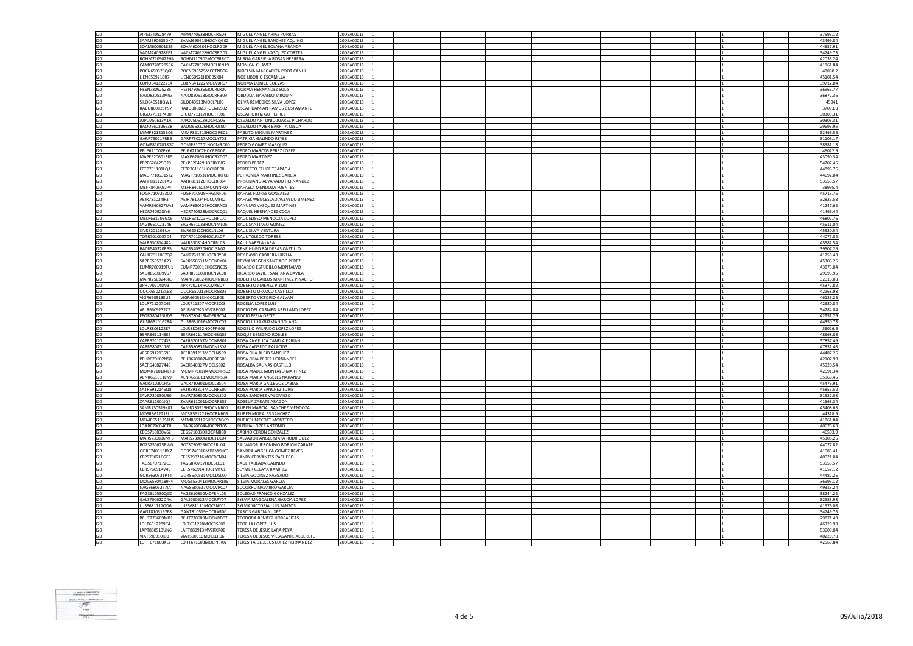| | | | | | | | | | | | | | | | | | | | |
|---|---|---|---|---|---|---|---|---|---|---|---|---|---|---|---|---|---|---|---|
| I20 | AIPM740928479 | AIPM740928HOCRRG04 | MIGUEL ANGEL ARIAS PORRAS | 20DEA0001S | 1 | | | | | | | | | | | | 1 | | 37595.12 |
| I20 | SAAM690615DK7 | SAAM690615HOCNQG02 | MIGUEL ANGEL SANCHEZ AQUINO | 20DEA0001S | 1 | | | | | | | | | | | | 1 | | 43499.84 |
| I20 | SOAM600301855 | SOAM600301HOCLRG09 | MIGUEL ANGEL SOLANA ARANDA | 20DEA0001S | 1 | | | | | | | | | | | | 1 | | 44657.91 |
| I20 | VACM740928PF1 | VACM740928HOCSRG03 | MIGUEL ANGEL VASQUEZ CORTES | 20DEA0001S | 1 | | | | | | | | | | | | 1 | | 34749.73 |
| I20 | ROHM7109022HA | ROHM710902MOCSRR07 | MIRNA GABRIELA ROSAS HERRERA | 20DEA0001S | 1 | | | | | | | | | | | | 1 | | 42033.24 |
| I20 | CAMO770528556 | CAXM770528MOCHXN19 | MONICA CHAVEZ | 20DEA0001S | 1 | | | | | | | | | | | | 1 | | 41861.84 |
| I20 | POCN690525Q68 | POCN690525MCCTND06 | NIDELVIA MARGARITA POOT CANUL | 20DEA0001S | 1 | | | | | | | | | | | | 1 | | 48890.2 |
| I20 | LIEN650921BR7 | LIEN650921HOCBSX04 | NOE LIBORIO ESCAMILLA | 20DEA0001S | 1 | | | | | | | | | | | | 1 | | 45101.54 |
| I20 | CUNO641222214 | CUXN641222MOCVXR07 | NORMA EUNICE CUEVAS | 20DEA0001S | 1 | | | | | | | | | | | | 1 | | 39712.04 |
| I20 | HESN780925235 | HESN780925MOCRLR00 | NORMA HERNANDEZ SOLIS | 20DEA0001S | 1 | | | | | | | | | | | | 1 | | 36963.77 |
| I20 | NAJO820513M93 | NAJO820513MOCRRB09 | OBDULIA NARANJO JARQUIN | 20DEA0001S | 1 | | | | | | | | | | | | 1 | | 36872.36 |
| I20 | SILO640518QW1 | SILO640518MOCLPL03 | OLIVA REMEDIOS SILVA LOPEZ | 20DEA0001S | 1 | | | | | | | | | | | | 1 | | 45941 |
| I20 | RABO800823P97 | RABO800823HOCMSS02 | OSCAR DAMIAN RAMOS BUSTAMANTE | 20DEA0001S | 1 | | | | | | | | | | | | 1 | | 37093.8 |
| I20 | OIGO7711174B0 | OIGO771117HOCRTS08 | OSCAR ORTIZ GUTIERREZ | 20DEA0001S | 1 | | | | | | | | | | | | 1 | | 30303.31 |
| I20 | JUPO750613A1A | JUPO750613HOCRCS06 | OSVALDO ANTONIO JUAREZ PICHARDO | 20DEA0001S | 1 | | | | | | | | | | | | 1 | | 30303.31 |
| I20 | BAOO960326638 | BAOO960326HOCRJS00 | OSVALDO JAVIER BARRITA OJEDA | 20DEA0001S | 1 | | | | | | | | | | | | 1 | | 29693.95 |
| I20 | MIMP821215BC6 | MIMP821215HOCGRB01 | PABLITO MIGUEL MARTINEZ | 20DEA0001S | 1 | | | | | | | | | | | | 1 | | 32466.56 |
| I20 | GARP750217RB5 | GARP750217MOCLYT08 | PATRICIA GALINDO REYES | 20DEA0001S | 1 | | | | | | | | | | | | 1 | | 31109.17 |
| I20 | GOMP8107018G7 | GOMP810701HOCMRD00 | PEDRO GOMEZ MARQUEZ | 20DEA0001S | 1 | | | | | | | | | | | | 1 | | 38381.18 |
| I20 | PELP621007PX6 | PELP621007HOCRPD07 | PEDRO MARCOS PEREZ LOPEZ | 20DEA0001S | 1 | | | | | | | | | | | | 1 | | 46022.9 |
| I20 | MAPE6206013R5 | MAXP620601HOCRXD07 | PEDRO MARTINEZ | 20DEA0001S | 1 | | | | | | | | | | | | 1 | | 43090.34 |
| I20 | PEPE620429G29 | PEXP620429HOCRXD07 | PEDRO PEREZ | 20DEA0001S | 1 | | | | | | | | | | | | 1 | | 54207.45 |
| I20 | FETP761101LQ1 | FETP761101HOCLRR00 | PERFECTO FELIPE TRAPAGA | 20DEA0001S | 1 | | | | | | | | | | | | 1 | | 44896.76 |
| I20 | MAGP710531ST2 | MAGP710531MOCRRT08 | PETRONILA MARTINEZ GARCIA | 20DEA0001S | 1 | | | | | | | | | | | | 1 | | 44692.04 |
| I20 | AAHP811128FA5 | AAHP811128HOCLRR04 | PRISCILIANO ALVARADO HERNANDEZ | 20DEA0001S | 1 | | | | | | | | | | | | 1 | | 53555.57 |
| I20 | MEFR840505JP4 | MEFR840505MOCNNF07 | RAFAELA MENDOZA FUENTES | 20DEA0001S | 1 | | | | | | | | | | | | 1 | | 38995.4 |
| I20 | FOGR7109293C0 | FOGR710929HHGLNF05 | RAFAEL FLORES GONZALEZ | 20DEA0001S | 1 | | | | | | | | | | | | 1 | | 45715.76 |
| I20 | AEJR781024IF3 | AEJR781024HOCCMF02 | RAFAEL WENCESLAO ACEVEDO JIMENEZ | 20DEA0001S | 1 | | | | | | | | | | | | 1 | | 32825.58 |
| I20 | VAMR660527UA1 | VAMR660527HOCSRN03 | RANULFO VASQUEZ MARTINEZ | 20DEA0001S | 1 | | | | | | | | | | | | 1 | | 41247.62 |
| I20 | HECR740928IY6 | HECR740928MOCRCQ01 | RAQUEL HERNANDEZ COCA | 20DEA0001S | 1 | | | | | | | | | | | | 1 | | 41466.44 |
| I20 | MELR631203GX9 | MELR631203HOCNPL01 | RAUL ELISEO MENDOZA LOPEZ | 20DEA0001S | 1 | | | | | | | | | | | | 1 | | 46807.76 |
| I20 | SAGR651023746 | SAGR651023HOCNML05 | RAUL SANTIAGO GOMEZ | 20DEA0001S | 1 | | | | | | | | | | | | 1 | | 45511.04 |
| I20 | SIVR6201201UA | SIVR620120HOCLNL06 | RAUL SILVA VENTURA | 20DEA0001S | 1 | | | | | | | | | | | | 1 | | 45920.54 |
| I20 | TOTR7010057D4 | TOTR701005HOCLRL07 | RAUL TOLEDO TORRES | 20DEA0001S | 1 | | | | | | | | | | | | 1 | | 44077.82 |
| I20 | VALR63081448A | VALR630814HOCRRL03 | RAUL VARELA LARA | 20DEA0001S | 1 | | | | | | | | | | | | 1 | | 45581.54 |
| I20 | BACR540320RB5 | BACR540320HOCLSN02 | RENE HUGO BALDERAS CASTILLO | 20DEA0001S | 1 | | | | | | | | | | | | 1 | | 39507.26 |
| I20 | CAUR7611067Q2 | CAUR761106HOCBRY00 | REY DAVID CABRERA URZUA | 20DEA0001S | 1 | | | | | | | | | | | | 1 | | 41759.48 |
| I20 | SAPR650531A23 | SAPR650531MOCNRY04 | REYNA VIRGEN SANTIAGO PEREZ | 20DEA0001S | 1 | | | | | | | | | | | | 1 | | 45306.26 |
| I20 | EUMR700919FU1 | EUMR700919HOCSNC05 | RICARDO ESTUDILLO MONTALVO | 20DEA0001S | 1 | | | | | | | | | | | | 1 | | 43873.04 |
| I20 | SADR851009VS7 | SADR851009HOCNVC08 | RICARDO JAVIER SANTANA DAVILA | 20DEA0001S | 1 | | | | | | | | | | | | 1 | | 29693.95 |
| I20 | MAPR750324SK3 | MAPR750324HOCRNB08 | ROBERTO CARLOS MARTINEZ PINACHO | 20DEA0001S | 1 | | | | | | | | | | | | 1 | | 32016.08 |
| I20 | JIPR770214DV3 | JIPR770214HOCMXB07 | ROBERTO JIMENEZ PIÑON | 20DEA0001S | 1 | | | | | | | | | | | | 1 | | 45377.82 |
| I20 | OOCR650213L68 | OOCR650213HOCRSB03 | ROBERTO OROZCO CASTILLO | 20DEA0001S | 1 | | | | | | | | | | | | 1 | | 42168.98 |
| I20 | VIGR660513EU1 | VIGR660513HOCCLB08 | ROBERTO VICTORIO GALVAN | 20DEA0001S | 1 | | | | | | | | | | | | 1 | | 46125.26 |
| I20 | LOLR711207D61 | LOLR711207MOCPSC08 | ROCELIA LOPEZ LUIS | 20DEA0001S | 1 | | | | | | | | | | | | 1 | | 42680.84 |
| I20 | AELR6609232Z2 | AELR660923MVZRPC02 | ROCIO DEL CARMEN ARELLANO LOPEZ | 20DEA0001S | 1 | | | | | | | | | | | | 1 | | 54284.04 |
| I20 | FEOR780413UD5 | FEOR780413MDFRRC04 | ROCIO FERIA ORTIZ | 20DEA0001S | 1 | | | | | | | | | | | | 1 | | 42951.29 |
| I20 | GUSR6510162R4 | GUSR651016MOCZLC03 | ROCIO JULIA GUZMAN SOLANA | 20DEA0001S | 1 | | | | | | | | | | | | 1 | | 44350.78 |
| I20 | LOLR880612287 | LOLR880612HOCPPG06 | ROGELIO WILFRIDO LOPEZ LOPEZ | 20DEA0001S | 1 | | | | | | | | | | | | 1 | | 36026.6 |
| I20 | BERR661114SE5 | BERR661114HOCNBQ02 | ROQUE BENIGNO ROBLES | 20DEA0001S | 1 | | | | | | | | | | | | 1 | | 48668.86 |
| I20 | CAFR6201074X8 | CAFR620107MOCNBS01 | ROSA ANGELICA CANELA FABIAN | 20DEA0001S | 1 | | | | | | | | | | | | 1 | | 37857.49 |
| I20 | CAPR580831161 | CAPR580831MOCNLS08 | ROSA CANSECO PALACIOS | 20DEA0001S | 1 | | | | | | | | | | | | 1 | | 47831.48 |
| I20 | AESR691213598 | AESR691213MOCLNS09 | ROSA ELIA ALEJO SANCHEZ | 20DEA0001S | 1 | | | | | | | | | | | | 1 | | 44487.26 |
| I20 | PEHR670102NS8 | PEHR670102MOCRRS06 | ROSA ELVA PEREZ HERNANDEZ | 20DEA0001S | 1 | | | | | | | | | | | | 1 | | 42107.99 |
| I20 | SACR540827448 | SACR540827MOCLSS02 | ROSALBA SALINAS CASTILLO | 20DEA0001S | 1 | | | | | | | | | | | | 1 | | 45920.54 |
| I20 | MOMR710104EP3 | MOMR710104MOCNRS02 | ROSA MADEL MONTAÑO MARTINEZ | 20DEA0001S | 1 | | | | | | | | | | | | 1 | | 42691.34 |
| I20 | AENR661011LN9 | AENR661011MOCNRS04 | ROSA MARIA ANGELES NARANJO | 20DEA0001S | 1 | | | | | | | | | | | | 1 | | 35968.45 |
| I20 | GALR710301FK6 | GALR710301MOCLBS04 | ROSA MARIA GALLEGOS LABIAS | 20DEA0001S | 1 | | | | | | | | | | | | 1 | | 45476.91 |
| I20 | SATR6912146Q8 | SATR691214MOCNRS00 | ROSA MARIA SANCHEZ TORIS | 20DEA0001S | 1 | | | | | | | | | | | | 1 | | 45855.52 |
| I20 | SAVR730830US0 | SAVR730830MOCNLS02 | ROSA SANCHEZ VALDIVIESO | 20DEA0001S | 1 | | | | | | | | | | | | 1 | | 31522.03 |
| I20 | ZAAR611001IQ7 | ZAAR611001MOCRRS02 | ROSELIA ZARATE ARAGON | 20DEA0001S | 1 | | | | | | | | | | | | 1 | | 41663.34 |
| I20 | SAMR730519K81 | SAMR730519HOCNNB00 | RUBEN MARCIAL SANCHEZ MENDOZA | 20DEA0001S | 1 | | | | | | | | | | | | 1 | | 45408.65 |
| I20 | MOSR561221FU1 | MOSR561221HOCRNB06 | RUBEN MORALES SANCHEZ | 20DEA0001S | 1 | | | | | | | | | | | | 1 | | 44318.9 |
| I20 | MEMR6511251H5 | MEMR651125HOCCNB09 | RUBICEL MECOTT MONTERO | 20DEA0001S | 1 | | | | | | | | | | | | 1 | | 41861.84 |
| I20 | LOAR670604CT0 | LOAR670604MOCPNT05 | RUTILIA LOPEZ ANTONIO | 20DEA0001S | 1 | | | | | | | | | | | | 1 | | 40676.63 |
| I20 | CEGS710830V62 | CEGS710830HOCRNB08 | SABINO CERON GONZALEZ | 20DEA0001S | 1 | | | | | | | | | | | | 1 | | 46503.9 |
| I20 | MARS730806MF6 | MARS730806HOCTDL04 | SALVADOR ANGEL MATA RODRIGUEZ | 20DEA0001S | 1 | | | | | | | | | | | | 1 | | 45306.26 |
| I20 | BOZS750625BW0 | BOZS750625HOCRRL04 | SALVADOR JERONIMO BORJON ZARATE | 20DEA0001S | 1 | | | | | | | | | | | | 1 | | 44077.82 |
| I20 | GORS740318BX7 | GORS740318MDFMYN03 | SANDRA ANGELICA GOMEZ REYES | 20DEA0001S | 1 | | | | | | | | | | | | 1 | | 41085.41 |
| I20 | CEPS790216GE3 | CEPS790216MOCRCN04 | SANDY CERVANTES PACHECO | 20DEA0001S | 1 | | | | | | | | | | | | 1 | | 40021.04 |
| I20 | TAGS8707172C1 | TAGS870717HOCBLL01 | SAUL TABLADA GALINDO | 20DEA0001S | 1 | | | | | | | | | | | | 1 | | 53555.57 |
| I20 | CERS760914V49 | CERS760914HOCLMY01 | SEYMER CELAYA RAMIREZ | 20DEA0001S | 1 | | | | | | | | | | | | 1 | | 41657.12 |
| I20 | GORS630531PT4 | GORS630531MOCDSL00 | SILVIA GODINEZ RASGADO | 20DEA0001S | 1 | | | | | | | | | | | | 1 | | 44487.26 |
| I20 | MOGS5304189F4 | MOGS530418MOCRRL05 | SILVIA MORALES GARCIA | 20DEA0001S | 1 | | | | | | | | | | | | 1 | | 36995.12 |
| I20 | NAGS6806277IA | NAGS680627MOCVRC07 | SOCORRO NAVARRO GARCIA | 20DEA0001S | 1 | | | | | | | | | | | | 1 | | 49313.24 |
| I20 | FAGS610530QG0 | FAGS610530MDFRNL05 | SOLEDAD FRANCO GONZALEZ | 20DEA0001S | 1 | | | | | | | | | | | | 1 | | 38244.22 |
| I20 | GALS700622D4A | GALS700622MOCRPY07 | SYLVIA MAGDALENA GARCIA LOPEZ | 20DEA0001S | 1 | | | | | | | | | | | | 1 | | 32983.98 |
| I20 | LUSS681111QD6 | LUSS681111MOCSNY01 | SYLVIA VICTORIA LUIS SANTOS | 20DEA0001S | 1 | | | | | | | | | | | | 1 | | 41976.08 |
| I20 | GANT8105197E8 | GANT810519HOCRXR00 | TARCIS GARCIA NUÑEZ | 20DEA0001S | 1 | | | | | | | | | | | | 1 | | 34749.73 |
| I20 | BEHT770609MB1 | BEHT770609MOCNRD07 | TEODORA BENITEZ HORCASITAS | 20DEA0001S | 1 | | | | | | | | | | | | 1 | | 29871.43 |
| I20 | LOLT6312289C4 | LOLT631228MOCPSF08 | TEOFILA LOPEZ LUIS | 20DEA0001S | 1 | | | | | | | | | | | | 1 | | 46329.98 |
| I20 | LAPT880913UN6 | LAPT880913MVZRXR08 | TERESA DE JESUS LARA PEXA | 20DEA0001S | 1 | | | | | | | | | | | | 1 | | 53609.04 |
| I20 | VIAT590910ID0 | VIAT590910MOCLLR06 | TERESA DE JESUS VILLASANTE ALDERETE | 20DEA0001S | 1 | | | | | | | | | | | | 1 | | 40229.78 |
| I20 | LOHT671003KL7 | LOHT671003MOCPRR02 | TERESITA DE JESUS LOPEZ HERNANDEZ | 20DEA0001S | 1 | | | | | | | | | | | | 1 | | 42569.84 |

09/Julio/2018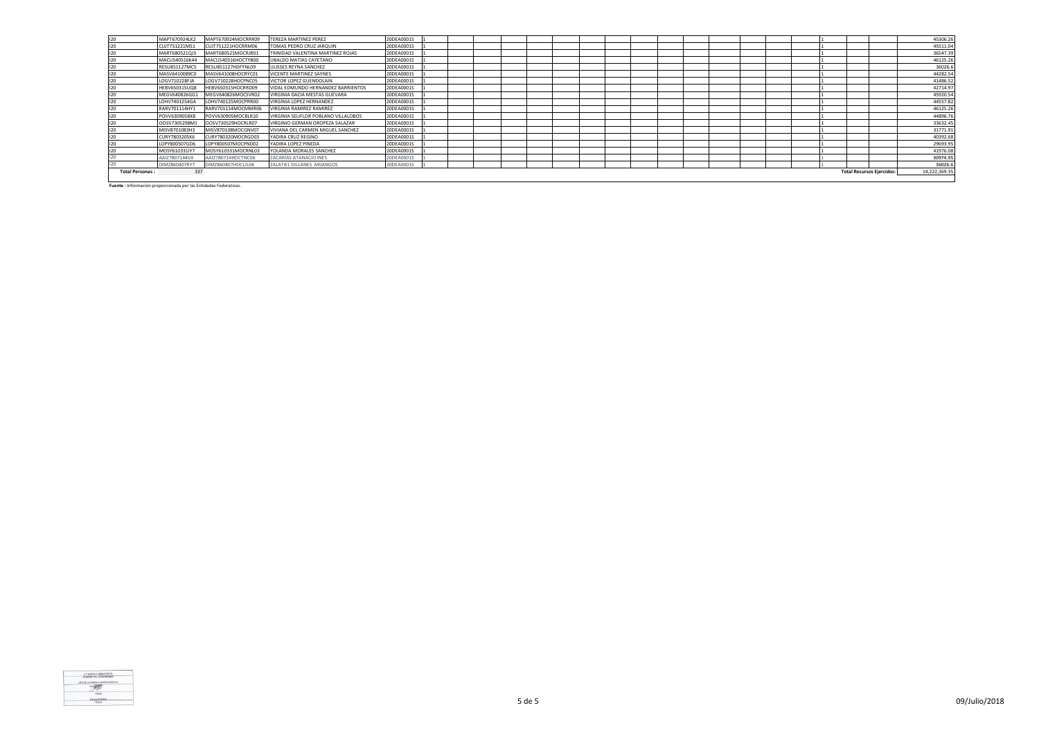| | | | | | | | | | | | | | | | | | | | | | | | |
|---|---|---|---|---|---|---|---|---|---|---|---|---|---|---|---|---|---|---|---|---|---|---|---|
| I20 | MAPT670924LK2 | MAPT670924MOCRRR09 | TEREZA MARTINEZ PEREZ | 20DEA0001S | 1 | | | | | | | | | | | | | | | 1 | | | 45306.26 |
| I20 | CUJT751221MS1 | CUJT751221HOCRRM06 | TOMAS PEDRO CRUZ JARQUIN | 20DEA0001S | 1 | | | | | | | | | | | | | | | 1 | | | 45511.04 |
| I20 | MART680521QJ3 | MART680521MOCRJR01 | TRINIDAD VALENTINA MARTINEZ ROJAS | 20DEA0001S | 1 | | | | | | | | | | | | | | | 1 | | | 36547.39 |
| I20 | MACU540516K44 | MACU540516HOCTYB00 | UBALDO MATIAS CAYETANO | 20DEA0001S | 1 | | | | | | | | | | | | | | | 1 | | | 46125.26 |
| I20 | RESU851127MC5 | RESU851127HDFYNL09 | ULISES REYNA SANCHEZ | 20DEA0001S | 1 | | | | | | | | | | | | | | | 1 | | | 36026.6 |
| I20 | MASV6410089C0 | MASV641008HOCRYC01 | VICENTE MARTINEZ SAYNES | 20DEA0001S | 1 | | | | | | | | | | | | | | | 1 | | | 44282.54 |
| I20 | LOGV710228FJA | LOGV710228HOCPNC05 | VICTOR LOPEZ GUENDOLAIN | 20DEA0001S | 1 | | | | | | | | | | | | | | | 1 | | | 41486.52 |
| I20 | HEBV650315UQ8 | HEBV650315HOCRRD09 | VIDAL EDMUNDO HERNANDEZ BARRIENTOS | 20DEA0001S | 1 | | | | | | | | | | | | | | | 1 | | | 42714.97 |
| I20 | MEGV640826GG1 | MEGV640826MOCSVR02 | VIRGINIA DACIA MESTAS GUEVARA | 20DEA0001S | 1 | | | | | | | | | | | | | | | 1 | | | 45920.54 |
| I20 | LOHV7401254GA | LOHV740125MOCPRR00 | VIRGINIA LOPEZ HERNANDEZ | 20DEA0001S | 1 | | | | | | | | | | | | | | | 1 | | | 44557.82 |
| I20 | RARV701114HY1 | RARV701114MOCMMR06 | VIRGINIA RAMIREZ RAMIREZ | 20DEA0001S | 1 | | | | | | | | | | | | | | | 1 | | | 46125.26 |
| I20 | POVV6309058X8 | POVV630905MOCBLR10 | VIRGINIA SELIFLOR POBLANO VILLALOBOS | 20DEA0001S | 1 | | | | | | | | | | | | | | | 1 | | | 44896.76 |
| I20 | OOSV7305298M1 | OOSV730529HOCRLR07 | VIRGINIO GERMAN OROPEZA SALAZAR | 20DEA0001S | 1 | | | | | | | | | | | | | | | 1 | | | 33632.45 |
| I20 | MISV8701083H3 | MISV870108MOCGNV07 | VIVIANA DEL CARMEN MIGUEL SANCHEZ | 20DEA0001S | 1 | | | | | | | | | | | | | | | 1 | | | 31771.91 |
| I20 | CURY780320SK6 | CURY780320MOCRGD03 | YADIRA CRUZ REGINO | 20DEA0001S | 1 | | | | | | | | | | | | | | | 1 | | | 40392.68 |
| I20 | LOPY800507GD6 | LOPY800507MOCPND02 | YADIRA LOPEZ PINEDA | 20DEA0001S | 1 | | | | | | | | | | | | | | | 1 | | | 29693.95 |
| I20 | MOSY610331IY7 | MOSY610331MOCRNL03 | YOLANDA MORALES SANCHEZ | 20DEA0001S | 1 | | | | | | | | | | | | | | | 1 | | | 41976.08 |
| I20 | AAIZ7807144V4 | AAIZ780714HOCTNC06 | ZACARIAS ATANACIO INES | 20DEA0001S | 1 | | | | | | | | | | | | | | | 1 | | | 30974.95 |
| I20 | DIMZ860407RY7 | DIMZ860407HOCLJL04 | ZALATIEL DILLANES MIJANGOS | 20DEA0001S | 1 | | | | | | | | | | | | | | | 1 | | | 36026.6 |
| **Total Personas :** | 337 | | | | | | | | | | | | | | | | | | | | **Total Recursos Ejercidos:** | | 14,222,369.35 |

**Fuente :** Información proporcionada por las Entidades Federativas.

JEFE DE LA UNIDAD ADMINISTRATIVA

FIRMA

09/JULIO/2018

FECHA